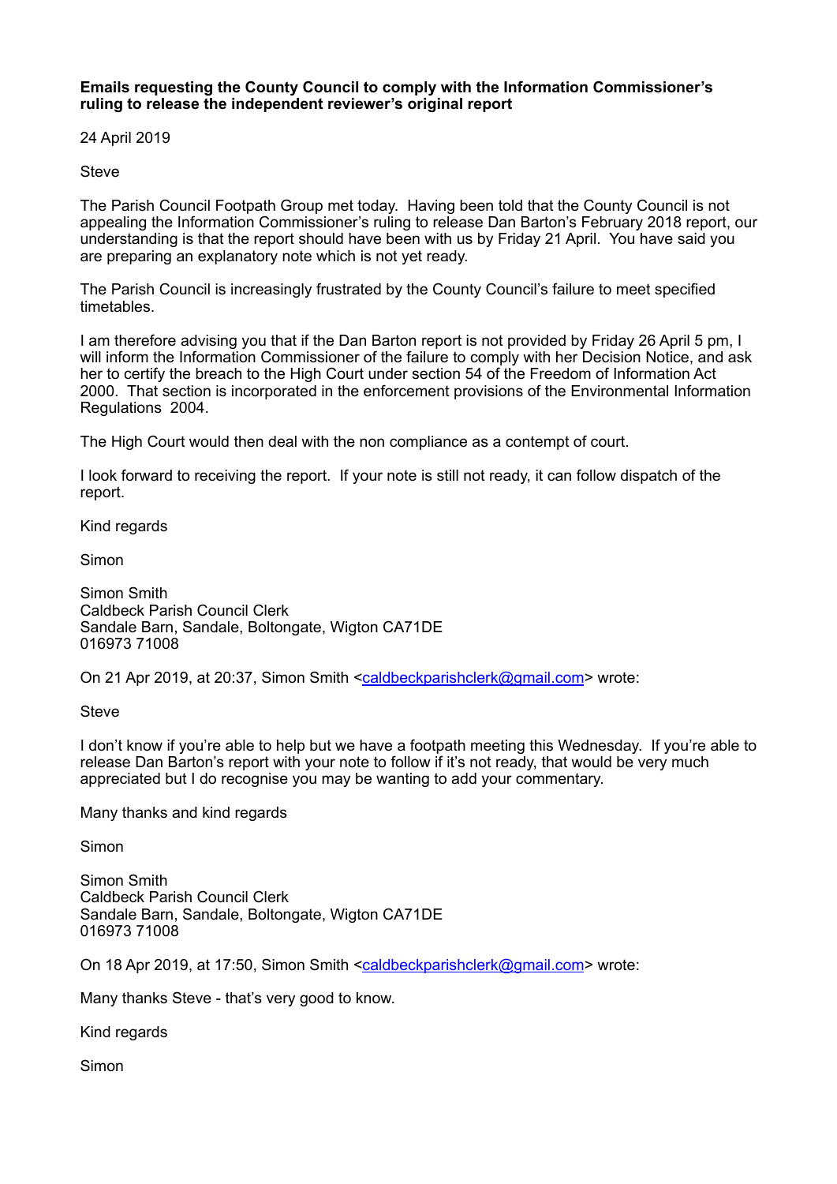**Emails requesting the County Council to comply with the Information Commissioner's ruling to release the independent reviewer's original report**

24 April 2019

Steve

The Parish Council Footpath Group met today. Having been told that the County Council is not appealing the Information Commissioner's ruling to release Dan Barton's February 2018 report, our understanding is that the report should have been with us by Friday 21 April. You have said you are preparing an explanatory note which is not yet ready.

The Parish Council is increasingly frustrated by the County Council's failure to meet specified timetables.

I am therefore advising you that if the Dan Barton report is not provided by Friday 26 April 5 pm, I will inform the Information Commissioner of the failure to comply with her Decision Notice, and ask her to certify the breach to the High Court under section 54 of the Freedom of Information Act 2000. That section is incorporated in the enforcement provisions of the Environmental Information Regulations 2004.

The High Court would then deal with the non compliance as a contempt of court.

I look forward to receiving the report. If your note is still not ready, it can follow dispatch of the report.

Kind regards

Simon

Simon Smith
Caldbeck Parish Council Clerk
Sandale Barn, Sandale, Boltongate, Wigton CA71DE
016973 71008

On 21 Apr 2019, at 20:37, Simon Smith <caldbeckparishclerk@gmail.com> wrote:

Steve

I don't know if you're able to help but we have a footpath meeting this Wednesday. If you're able to release Dan Barton's report with your note to follow if it's not ready, that would be very much appreciated but I do recognise you may be wanting to add your commentary.

Many thanks and kind regards

Simon

Simon Smith
Caldbeck Parish Council Clerk
Sandale Barn, Sandale, Boltongate, Wigton CA71DE
016973 71008

On 18 Apr 2019, at 17:50, Simon Smith <caldbeckparishclerk@gmail.com> wrote:

Many thanks Steve - that's very good to know.

Kind regards

Simon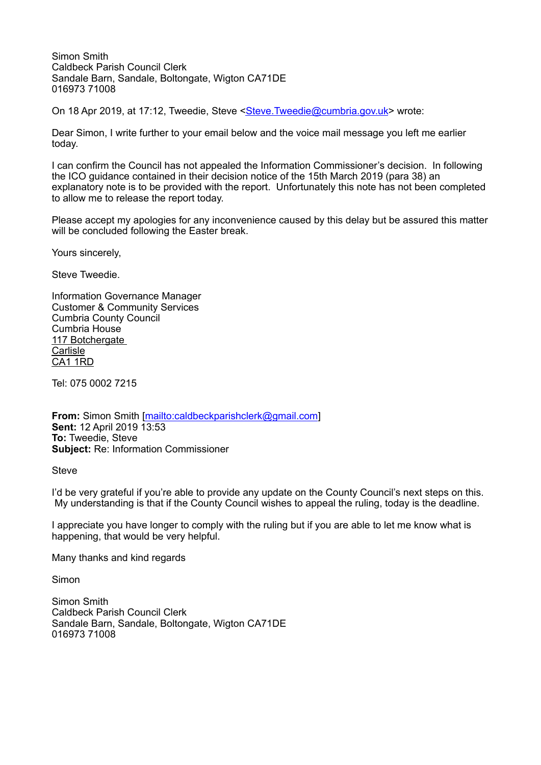Simon Smith  
Caldbeck Parish Council Clerk  
Sandale Barn, Sandale, Boltongate, Wigton CA71DE  
016973 71008

On 18 Apr 2019, at 17:12, Tweedie, Steve <Steve.Tweedie@cumbria.gov.uk> wrote:

Dear Simon, I write further to your email below and the voice mail message you left me earlier today.

I can confirm the Council has not appealed the Information Commissioner's decision. In following the ICO guidance contained in their decision notice of the 15th March 2019 (para 38) an explanatory note is to be provided with the report. Unfortunately this note has not been completed to allow me to release the report today.

Please accept my apologies for any inconvenience caused by this delay but be assured this matter will be concluded following the Easter break.

Yours sincerely,

Steve Tweedie.

Information Governance Manager  
Customer & Community Services  
Cumbria County Council  
Cumbria House  
117 Botchergate  
Carlisle  
CA1 1RD

Tel: 075 0002 7215

**From:** Simon Smith [mailto:caldbeckparishclerk@gmail.com]  
**Sent:** 12 April 2019 13:53  
**To:** Tweedie, Steve  
**Subject:** Re: Information Commissioner

Steve

I'd be very grateful if you're able to provide any update on the County Council's next steps on this. My understanding is that if the County Council wishes to appeal the ruling, today is the deadline.

I appreciate you have longer to comply with the ruling but if you are able to let me know what is happening, that would be very helpful.

Many thanks and kind regards

Simon

Simon Smith  
Caldbeck Parish Council Clerk  
Sandale Barn, Sandale, Boltongate, Wigton CA71DE  
016973 71008